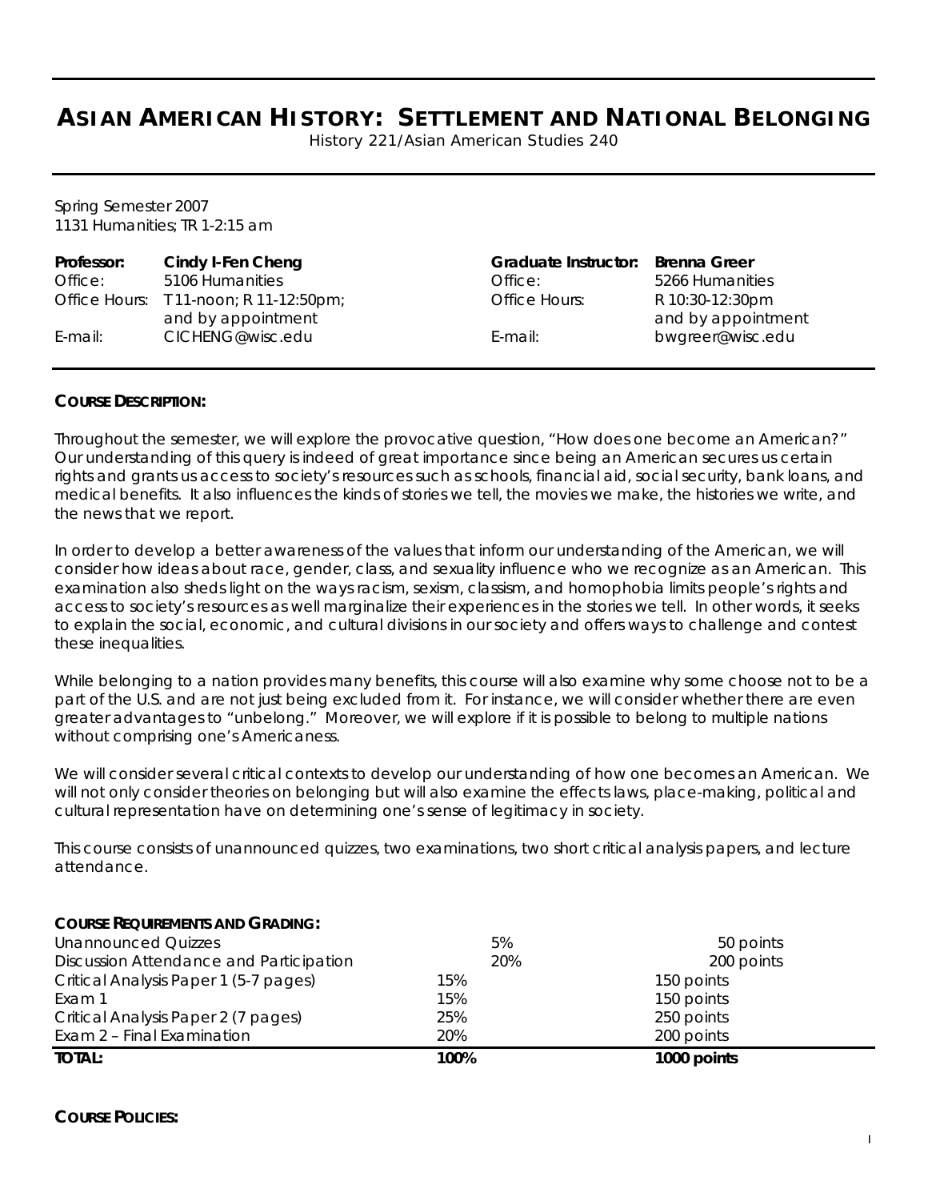# ASIAN AMERICAN HISTORY: SETTLEMENT AND NATIONAL BELONGING

History 221/Asian American Studies 240

Spring Semester 2007
1131 Humanities; TR 1-2:15 am

| | | | |
|---|---|---|---|
| **Professor:** | **Cindy I-Fen Cheng** | **Graduate Instructor:** | **Brenna Greer** |
| Office: | 5106 Humanities | Office: | 5266 Humanities |
| Office Hours: | T 11-noon; R 11-12:50pm; and by appointment | Office Hours: | R 10:30-12:30pm and by appointment |
| E-mail: | CICHENG@wisc.edu | E-mail: | bwgreer@wisc.edu |

**COURSE DESCRIPTION:**

Throughout the semester, we will explore the provocative question, "How does one become an American?" Our understanding of this query is indeed of great importance since being an American secures us certain rights and grants us access to society's resources such as schools, financial aid, social security, bank loans, and medical benefits. It also influences the kinds of stories we tell, the movies we make, the histories we write, and the news that we report.

In order to develop a better awareness of the values that inform our understanding of the American, we will consider how ideas about race, gender, class, and sexuality influence who we recognize as an American. This examination also sheds light on the ways racism, sexism, classism, and homophobia limits people's rights and access to society's resources as well marginalize their experiences in the stories we tell. In other words, it seeks to explain the social, economic, and cultural divisions in our society and offers ways to challenge and contest these inequalities.

While belonging to a nation provides many benefits, this course will also examine why some choose not to be a part of the U.S. and are not just being excluded from it. For instance, we will consider whether there are even greater advantages to "unbelong." Moreover, we will explore if it is possible to belong to multiple nations without comprising one's Americaness.

We will consider several critical contexts to develop our understanding of how one becomes an American. We will not only consider theories on belonging but will also examine the effects laws, place-making, political and cultural representation have on determining one's sense of legitimacy in society.

This course consists of unannounced quizzes, two examinations, two short critical analysis papers, and lecture attendance.

**COURSE REQUIREMENTS AND GRADING:**

| | | |
|---|---|---|
| Unannounced Quizzes | 5% | 50 points |
| Discussion Attendance and Participation | 20% | 200 points |
| Critical Analysis Paper 1 (5-7 pages) | 15% | 150 points |
| Exam 1 | 15% | 150 points |
| Critical Analysis Paper 2 (7 pages) | 25% | 250 points |
| Exam 2 – Final Examination | 20% | 200 points |
| **TOTAL:** | **100%** | **1000 points** |

**COURSE POLICIES:**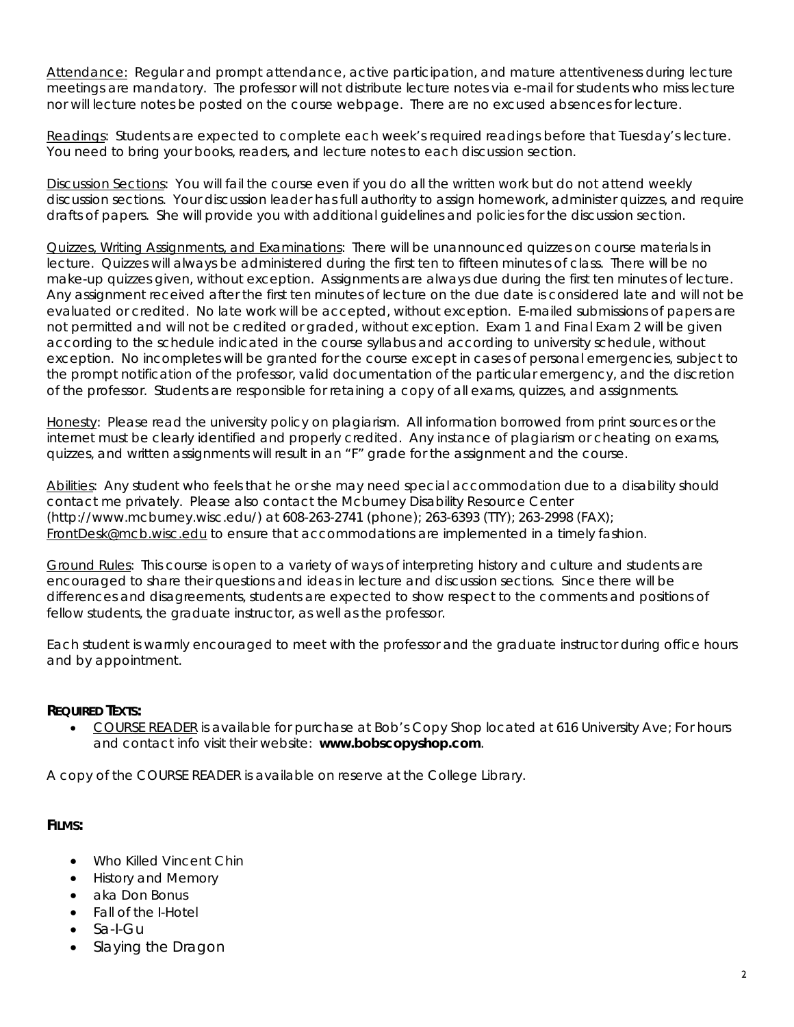Attendance: Regular and prompt attendance, active participation, and mature attentiveness during lecture meetings are mandatory. The professor will not distribute lecture notes via e-mail for students who miss lecture nor will lecture notes be posted on the course webpage. There are no excused absences for lecture.

Readings: Students are expected to complete each week's required readings before that Tuesday's lecture. You need to bring your books, readers, and lecture notes to each discussion section.

Discussion Sections: You will fail the course even if you do all the written work but do not attend weekly discussion sections. Your discussion leader has full authority to assign homework, administer quizzes, and require drafts of papers. She will provide you with additional guidelines and policies for the discussion section.

Quizzes, Writing Assignments, and Examinations: There will be unannounced quizzes on course materials in lecture. Quizzes will always be administered during the first ten to fifteen minutes of class. There will be no make-up quizzes given, without exception. Assignments are always due during the first ten minutes of lecture. Any assignment received after the first ten minutes of lecture on the due date is considered late and will not be evaluated or credited. No late work will be accepted, without exception. E-mailed submissions of papers are not permitted and will not be credited or graded, without exception. Exam 1 and Final Exam 2 will be given according to the schedule indicated in the course syllabus and according to university schedule, without exception. No incompletes will be granted for the course except in cases of personal emergencies, subject to the prompt notification of the professor, valid documentation of the particular emergency, and the discretion of the professor. Students are responsible for retaining a copy of all exams, quizzes, and assignments.

Honesty: Please read the university policy on plagiarism. All information borrowed from print sources or the internet must be clearly identified and properly credited. Any instance of plagiarism or cheating on exams, quizzes, and written assignments will result in an "F" grade for the assignment and the course.

Abilities: Any student who feels that he or she may need special accommodation due to a disability should contact me privately. Please also contact the Mcburney Disability Resource Center (http://www.mcburney.wisc.edu/) at 608-263-2741 (phone); 263-6393 (TTY); 263-2998 (FAX); FrontDesk@mcb.wisc.edu to ensure that accommodations are implemented in a timely fashion.

Ground Rules: This course is open to a variety of ways of interpreting history and culture and students are encouraged to share their questions and ideas in lecture and discussion sections. Since there will be differences and disagreements, students are expected to show respect to the comments and positions of fellow students, the graduate instructor, as well as the professor.

Each student is warmly encouraged to meet with the professor and the graduate instructor during office hours and by appointment.

**REQUIRED TEXTS:**

- COURSE READER is available for purchase at Bob's Copy Shop located at 616 University Ave; For hours and contact info visit their website: **www.bobscopyshop.com**.

A copy of the COURSE READER is available on reserve at the College Library.

**FILMS:**

- Who Killed Vincent Chin
- History and Memory
- aka Don Bonus
- Fall of the I-Hotel
- Sa-I-Gu
- Slaying the Dragon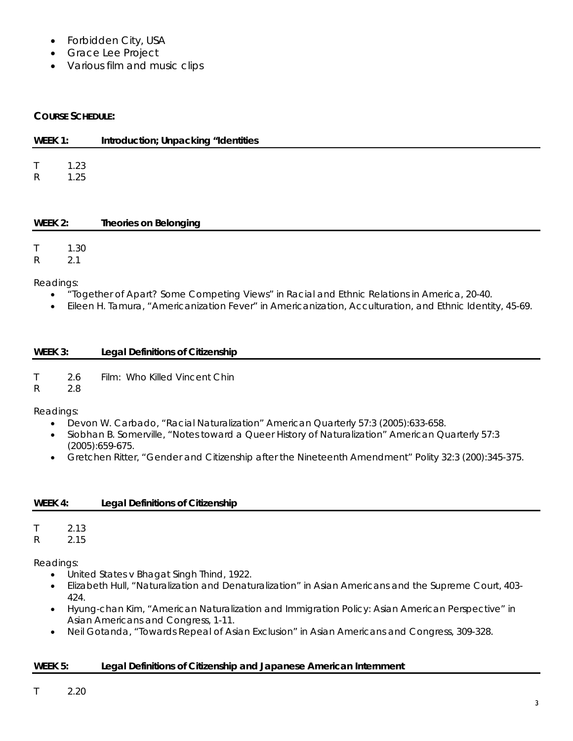- Forbidden City, USA
- Grace Lee Project
- Various film and music clips

## COURSE SCHEDULE:

### WEEK 1: Introduction; Unpacking "Identities

T 1.23
R 1.25

### WEEK 2: Theories on Belonging

T 1.30
R 2.1

Readings:

- "Together of Apart? Some Competing Views" in Racial and Ethnic Relations in America, 20-40.
- Eileen H. Tamura, "Americanization Fever" in Americanization, Acculturation, and Ethnic Identity, 45-69.

### WEEK 3: Legal Definitions of Citizenship

T 2.6 Film: Who Killed Vincent Chin
R 2.8

Readings:

- Devon W. Carbado, "Racial Naturalization" American Quarterly 57:3 (2005):633-658.
- Siobhan B. Somerville, "Notes toward a Queer History of Naturalization" American Quarterly 57:3 (2005):659-675.
- Gretchen Ritter, "Gender and Citizenship after the Nineteenth Amendment" Polity 32:3 (200):345-375.

### WEEK 4: Legal Definitions of Citizenship

T 2.13
R 2.15

Readings:

- United States v Bhagat Singh Thind, 1922.
- Elizabeth Hull, "Naturalization and Denaturalization" in Asian Americans and the Supreme Court, 403-424.
- Hyung-chan Kim, "American Naturalization and Immigration Policy: Asian American Perspective" in Asian Americans and Congress, 1-11.
- Neil Gotanda, "Towards Repeal of Asian Exclusion" in Asian Americans and Congress, 309-328.

### WEEK 5: Legal Definitions of Citizenship and Japanese American Internment

T 2.20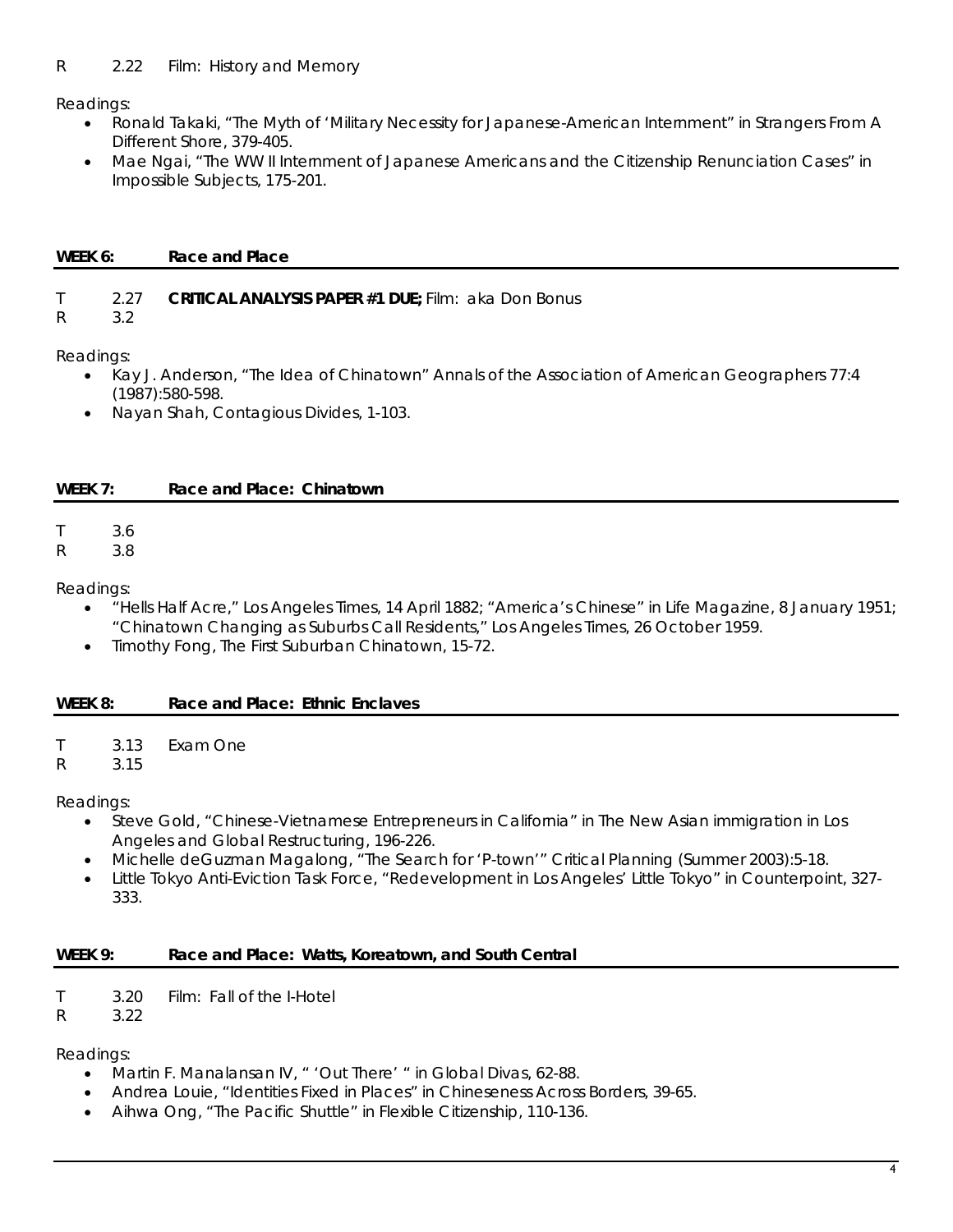R  2.22  Film: History and Memory

Readings:

- Ronald Takaki, "The Myth of 'Military Necessity for Japanese-American Internment" in Strangers From A Different Shore, 379-405.
- Mae Ngai, "The WW II Internment of Japanese Americans and the Citizenship Renunciation Cases" in Impossible Subjects, 175-201.

## WEEK 6: Race and Place

T  2.27  **CRITICAL ANALYSIS PAPER #1 DUE;** Film: aka Don Bonus
R  3.2

Readings:

- Kay J. Anderson, "The Idea of Chinatown" Annals of the Association of American Geographers 77:4 (1987):580-598.
- Nayan Shah, Contagious Divides, 1-103.

## WEEK 7: Race and Place: Chinatown

T  3.6
R  3.8

Readings:

- "Hells Half Acre," Los Angeles Times, 14 April 1882; "America's Chinese" in Life Magazine, 8 January 1951; "Chinatown Changing as Suburbs Call Residents," Los Angeles Times, 26 October 1959.
- Timothy Fong, The First Suburban Chinatown, 15-72.

## WEEK 8: Race and Place: Ethnic Enclaves

T  3.13  Exam One
R  3.15

Readings:

- Steve Gold, "Chinese-Vietnamese Entrepreneurs in California" in The New Asian immigration in Los Angeles and Global Restructuring, 196-226.
- Michelle deGuzman Magalong, "The Search for 'P-town'" Critical Planning (Summer 2003):5-18.
- Little Tokyo Anti-Eviction Task Force, "Redevelopment in Los Angeles' Little Tokyo" in Counterpoint, 327-333.

## WEEK 9: Race and Place: Watts, Koreatown, and South Central

T  3.20  Film: Fall of the I-Hotel
R  3.22

Readings:

- Martin F. Manalansan IV, " 'Out There' " in Global Divas, 62-88.
- Andrea Louie, "Identities Fixed in Places" in Chineseness Across Borders, 39-65.
- Aihwa Ong, "The Pacific Shuttle" in Flexible Citizenship, 110-136.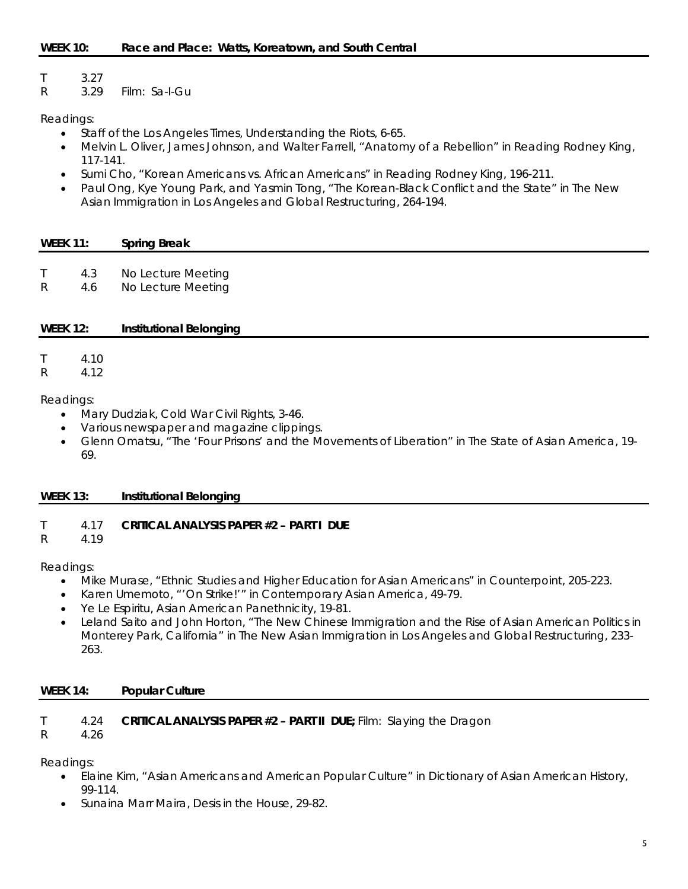## WEEK 10: Race and Place: Watts, Koreatown, and South Central

T 3.27
R 3.29 Film: Sa-I-Gu

Readings:

- Staff of the Los Angeles Times, Understanding the Riots, 6-65.
- Melvin L. Oliver, James Johnson, and Walter Farrell, "Anatomy of a Rebellion" in Reading Rodney King, 117-141.
- Sumi Cho, "Korean Americans vs. African Americans" in Reading Rodney King, 196-211.
- Paul Ong, Kye Young Park, and Yasmin Tong, "The Korean-Black Conflict and the State" in The New Asian Immigration in Los Angeles and Global Restructuring, 264-194.

## WEEK 11: Spring Break

T 4.3 No Lecture Meeting
R 4.6 No Lecture Meeting

## WEEK 12: Institutional Belonging

T 4.10
R 4.12

Readings:

- Mary Dudziak, Cold War Civil Rights, 3-46.
- Various newspaper and magazine clippings.
- Glenn Omatsu, "The 'Four Prisons' and the Movements of Liberation" in The State of Asian America, 19-69.

## WEEK 13: Institutional Belonging

T 4.17 **CRITICAL ANALYSIS PAPER #2 – PART I DUE**
R 4.19

Readings:

- Mike Murase, "Ethnic Studies and Higher Education for Asian Americans" in Counterpoint, 205-223.
- Karen Umemoto, "'On Strike!'" in Contemporary Asian America, 49-79.
- Ye Le Espiritu, Asian American Panethnicity, 19-81.
- Leland Saito and John Horton, "The New Chinese Immigration and the Rise of Asian American Politics in Monterey Park, California" in The New Asian Immigration in Los Angeles and Global Restructuring, 233-263.

## WEEK 14: Popular Culture

T 4.24 **CRITICAL ANALYSIS PAPER #2 – PART II DUE;** Film: Slaying the Dragon
R 4.26

Readings:

- Elaine Kim, "Asian Americans and American Popular Culture" in Dictionary of Asian American History, 99-114.
- Sunaina Marr Maira, Desis in the House, 29-82.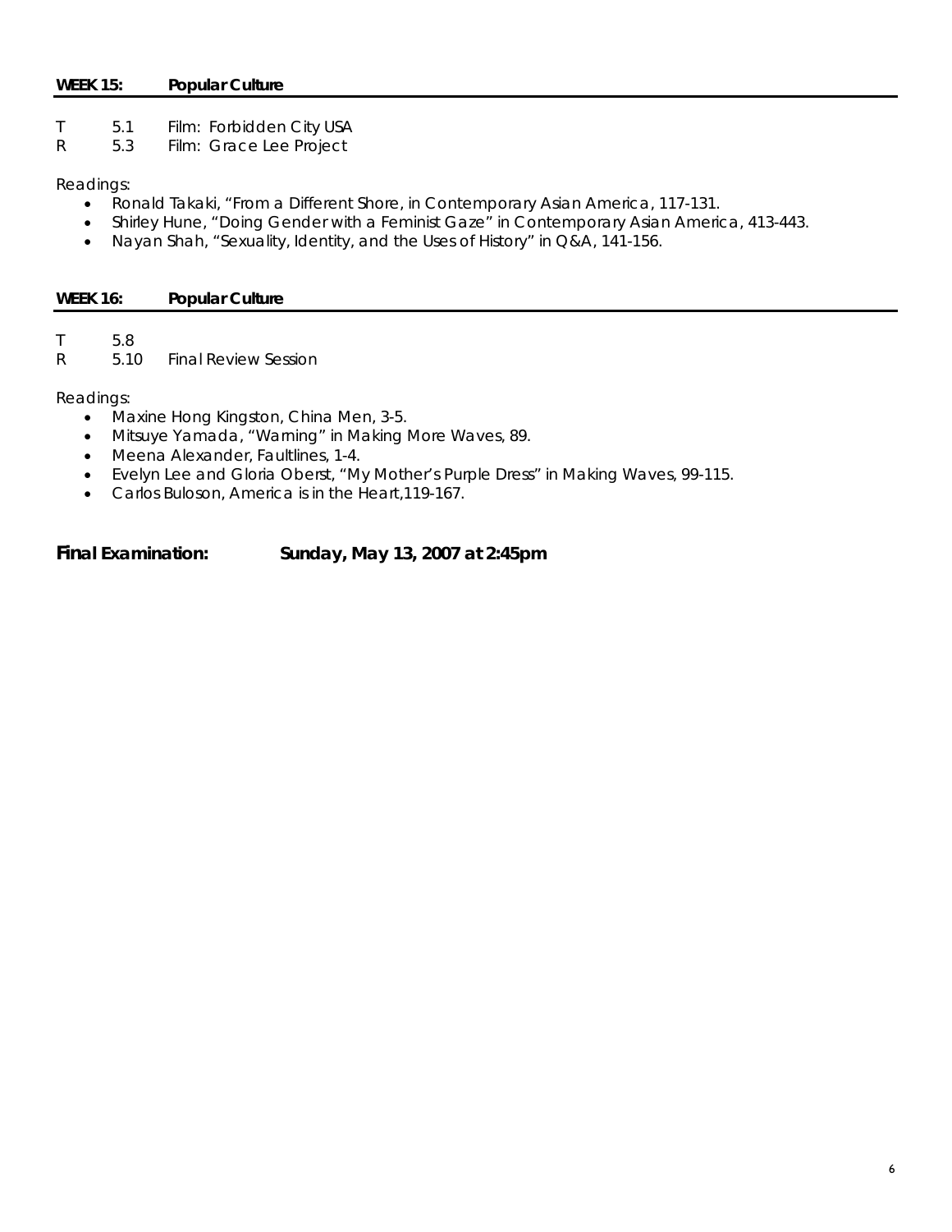## WEEK 15: Popular Culture

T 5.1 Film: Forbidden City USA
R 5.3 Film: Grace Lee Project

Readings:

- Ronald Takaki, "From a Different Shore, in Contemporary Asian America, 117-131.
- Shirley Hune, "Doing Gender with a Feminist Gaze" in Contemporary Asian America, 413-443.
- Nayan Shah, "Sexuality, Identity, and the Uses of History" in Q&A, 141-156.

## WEEK 16: Popular Culture

T 5.8
R 5.10 Final Review Session

Readings:

- Maxine Hong Kingston, China Men, 3-5.
- Mitsuye Yamada, "Warning" in Making More Waves, 89.
- Meena Alexander, Faultlines, 1-4.
- Evelyn Lee and Gloria Oberst, "My Mother's Purple Dress" in Making Waves, 99-115.
- Carlos Buloson, America is in the Heart,119-167.

***Final Examination: Sunday, May 13, 2007 at 2:45pm***